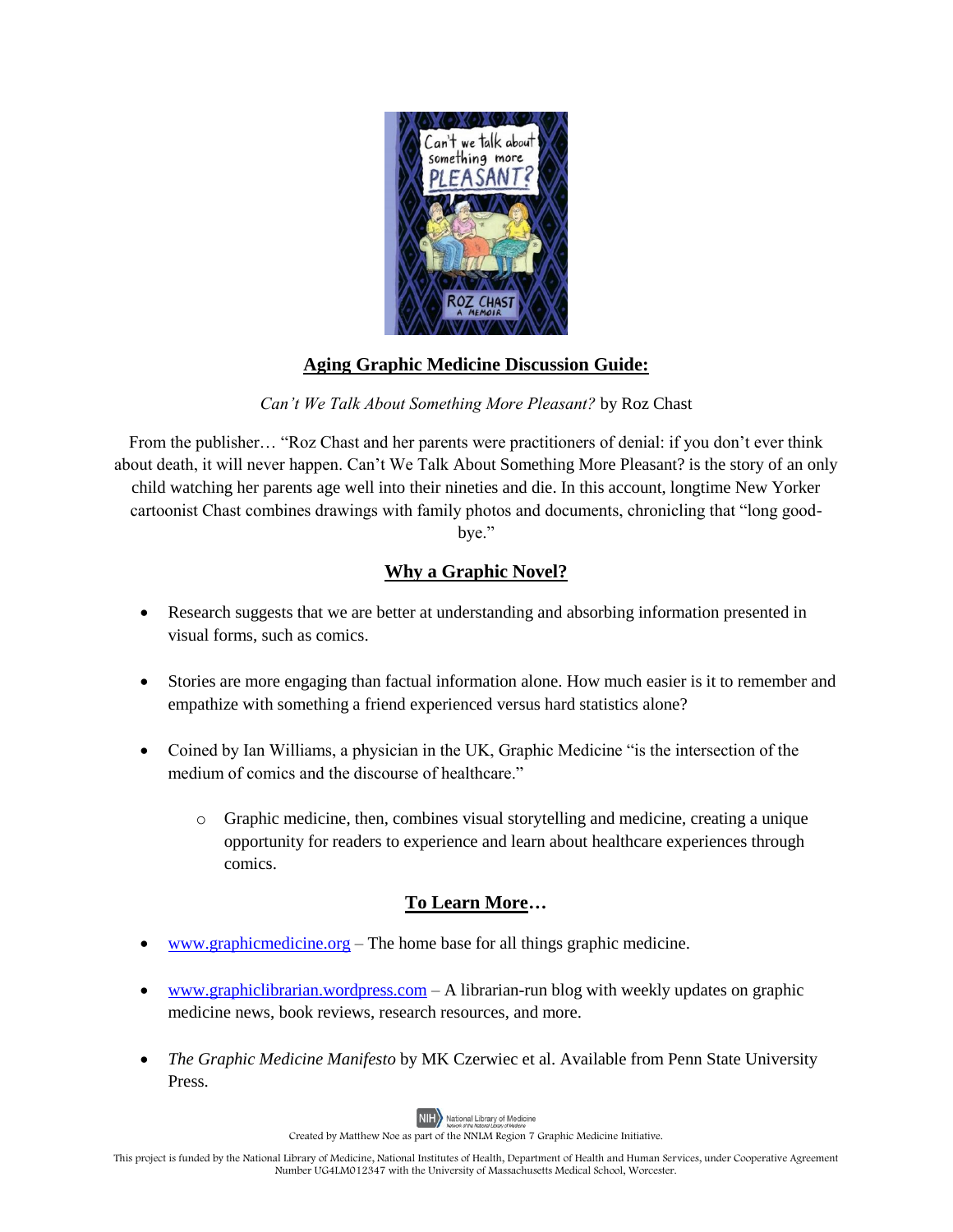## Aging Graphic Medicine Discussion Guide:

*Can't We Talk About Something More Pleasant?* by Roz Chast

From the publisher… "Roz Chast and her parents were practitioners of denial: if you don't ever think about death, it will never happen. Can't We Talk About Something More Pleasant? is the story of an only child watching her parents age well into their nineties and die. In this account, longtime New Yorker cartoonist Chast combines drawings with family photos and documents, chronicling that "long good-bye."

## Why a Graphic Novel?

- Research suggests that we are better at understanding and absorbing information presented in visual forms, such as comics.
- Stories are more engaging than factual information alone. How much easier is it to remember and empathize with something a friend experienced versus hard statistics alone?
- Coined by Ian Williams, a physician in the UK, Graphic Medicine "is the intersection of the medium of comics and the discourse of healthcare."
  - Graphic medicine, then, combines visual storytelling and medicine, creating a unique opportunity for readers to experience and learn about healthcare experiences through comics.

## To Learn More…

- www.graphicmedicine.org – The home base for all things graphic medicine.
- www.graphiclibrarian.wordpress.com – A librarian-run blog with weekly updates on graphic medicine news, book reviews, research resources, and more.
- *The Graphic Medicine Manifesto* by MK Czerwiec et al. Available from Penn State University Press.

NIH National Library of Medicine

Created by Matthew Noe as part of the NNLM Region 7 Graphic Medicine Initiative.

This project is funded by the National Library of Medicine, National Institutes of Health, Department of Health and Human Services, under Cooperative Agreement Number UG4LM012347 with the University of Massachusetts Medical School, Worcester.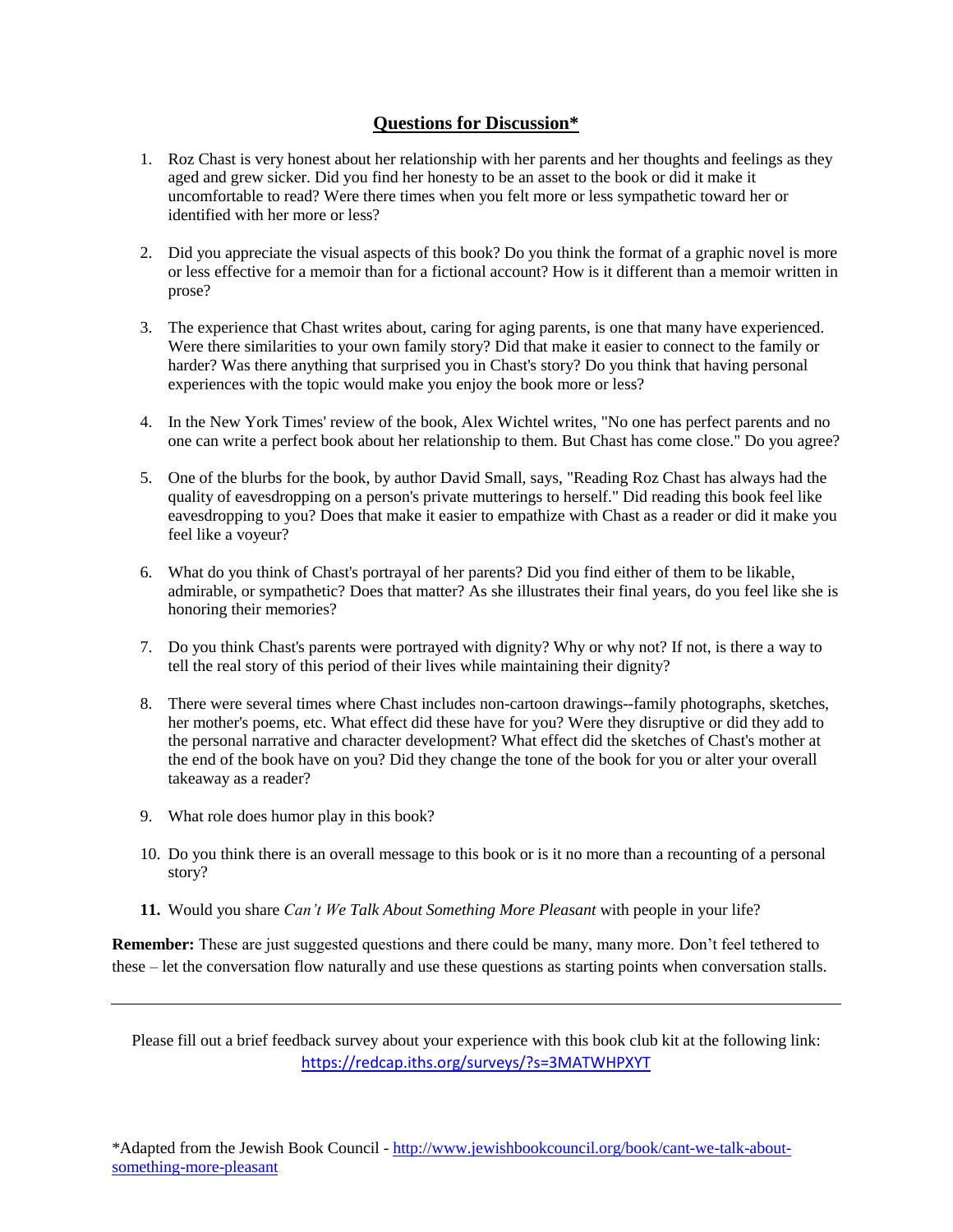## Questions for Discussion*

1. Roz Chast is very honest about her relationship with her parents and her thoughts and feelings as they aged and grew sicker. Did you find her honesty to be an asset to the book or did it make it uncomfortable to read? Were there times when you felt more or less sympathetic toward her or identified with her more or less?

2. Did you appreciate the visual aspects of this book? Do you think the format of a graphic novel is more or less effective for a memoir than for a fictional account? How is it different than a memoir written in prose?

3. The experience that Chast writes about, caring for aging parents, is one that many have experienced. Were there similarities to your own family story? Did that make it easier to connect to the family or harder? Was there anything that surprised you in Chast's story? Do you think that having personal experiences with the topic would make you enjoy the book more or less?

4. In the New York Times' review of the book, Alex Wichtel writes, "No one has perfect parents and no one can write a perfect book about her relationship to them. But Chast has come close." Do you agree?

5. One of the blurbs for the book, by author David Small, says, "Reading Roz Chast has always had the quality of eavesdropping on a person's private mutterings to herself." Did reading this book feel like eavesdropping to you? Does that make it easier to empathize with Chast as a reader or did it make you feel like a voyeur?

6. What do you think of Chast's portrayal of her parents? Did you find either of them to be likable, admirable, or sympathetic? Does that matter? As she illustrates their final years, do you feel like she is honoring their memories?

7. Do you think Chast's parents were portrayed with dignity? Why or why not? If not, is there a way to tell the real story of this period of their lives while maintaining their dignity?

8. There were several times where Chast includes non-cartoon drawings--family photographs, sketches, her mother's poems, etc. What effect did these have for you? Were they disruptive or did they add to the personal narrative and character development? What effect did the sketches of Chast's mother at the end of the book have on you? Did they change the tone of the book for you or alter your overall takeaway as a reader?

9. What role does humor play in this book?

10. Do you think there is an overall message to this book or is it no more than a recounting of a personal story?

11. Would you share *Can't We Talk About Something More Pleasant* with people in your life?

**Remember:** These are just suggested questions and there could be many, many more. Don't feel tethered to these – let the conversation flow naturally and use these questions as starting points when conversation stalls.

---

Please fill out a brief feedback survey about your experience with this book club kit at the following link: https://redcap.iths.org/surveys/?s=3MATWHPXYT

*Adapted from the Jewish Book Council - http://www.jewishbookcouncil.org/book/cant-we-talk-about-something-more-pleasant